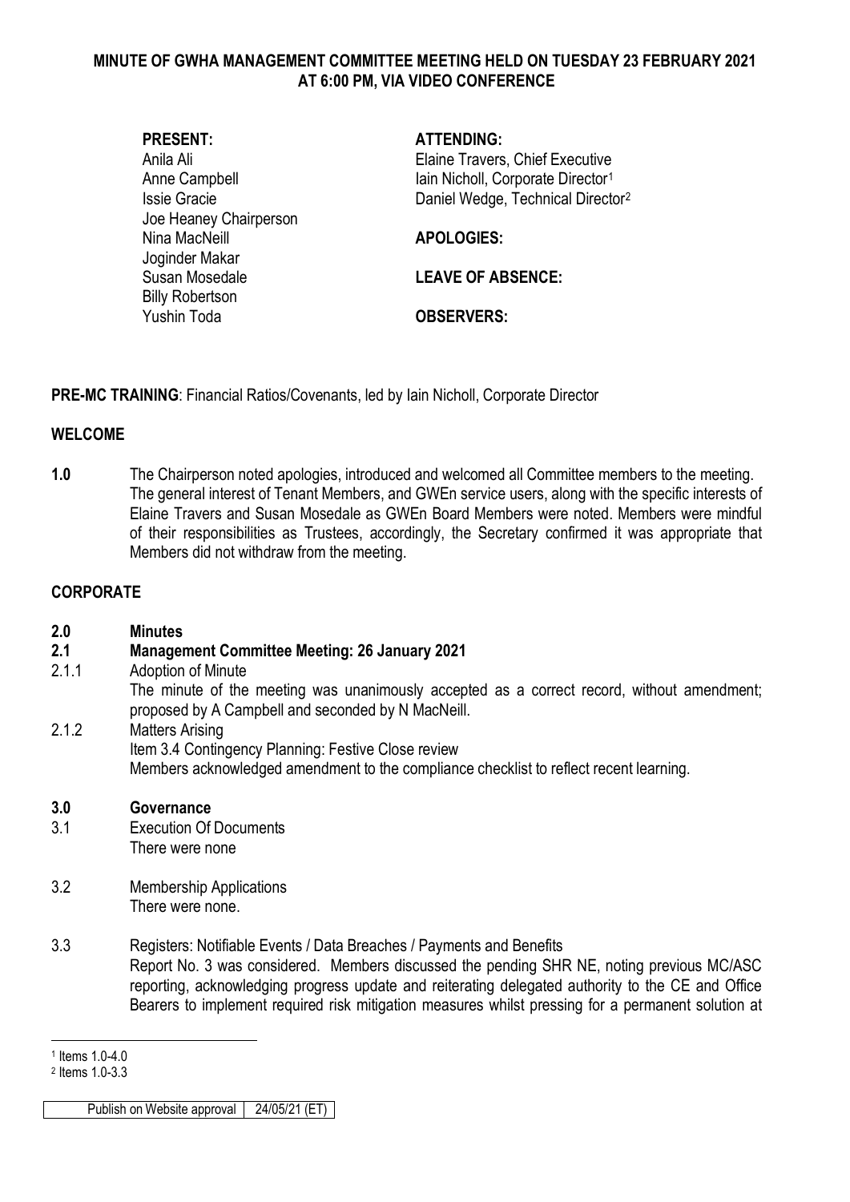# MINUTE OF GWHA MANAGEMENT COMMITTEE MEETING HELD ON TUESDAY 23 FEBRUARY 2021 AT 6:00 PM, VIA VIDEO CONFERENCE

**PRESENT:**
Anila Ali
Anne Campbell
Issie Gracie
Joe Heaney Chairperson
Nina MacNeill
Joginder Makar
Susan Mosedale
Billy Robertson
Yushin Toda

**ATTENDING:**
Elaine Travers, Chief Executive
Iain Nicholl, Corporate Director[1]
Daniel Wedge, Technical Director[2]

**APOLOGIES:**

**LEAVE OF ABSENCE:**

**OBSERVERS:**

**PRE-MC TRAINING**: Financial Ratios/Covenants, led by Iain Nicholl, Corporate Director

## WELCOME

**1.0** The Chairperson noted apologies, introduced and welcomed all Committee members to the meeting. The general interest of Tenant Members, and GWEn service users, along with the specific interests of Elaine Travers and Susan Mosedale as GWEn Board Members were noted. Members were mindful of their responsibilities as Trustees, accordingly, the Secretary confirmed it was appropriate that Members did not withdraw from the meeting.

## CORPORATE

**2.0 Minutes**

**2.1 Management Committee Meeting: 26 January 2021**

2.1.1 Adoption of Minute
The minute of the meeting was unanimously accepted as a correct record, without amendment; proposed by A Campbell and seconded by N MacNeill.

2.1.2 Matters Arising
Item 3.4 Contingency Planning: Festive Close review
Members acknowledged amendment to the compliance checklist to reflect recent learning.

**3.0 Governance**

3.1 Execution Of Documents
There were none

3.2 Membership Applications
There were none.

3.3 Registers: Notifiable Events / Data Breaches / Payments and Benefits
Report No. 3 was considered. Members discussed the pending SHR NE, noting previous MC/ASC reporting, acknowledging progress update and reiterating delegated authority to the CE and Office Bearers to implement required risk mitigation measures whilst pressing for a permanent solution at

[1] Items 1.0-4.0
[2] Items 1.0-3.3

| Publish on Website approval | 24/05/21 (ET) |
|---|---|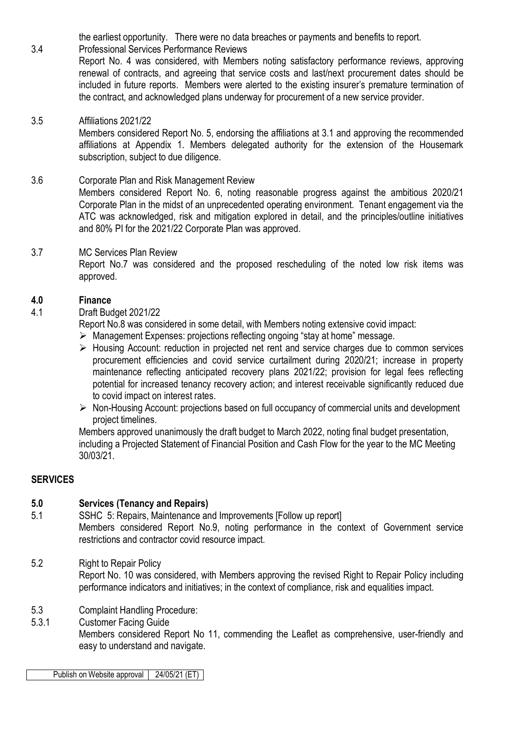the earliest opportunity. There were no data breaches or payments and benefits to report.

3.4 Professional Services Performance Reviews

Report No. 4 was considered, with Members noting satisfactory performance reviews, approving renewal of contracts, and agreeing that service costs and last/next procurement dates should be included in future reports. Members were alerted to the existing insurer's premature termination of the contract, and acknowledged plans underway for procurement of a new service provider.

3.5 Affiliations 2021/22

Members considered Report No. 5, endorsing the affiliations at 3.1 and approving the recommended affiliations at Appendix 1. Members delegated authority for the extension of the Housemark subscription, subject to due diligence.

3.6 Corporate Plan and Risk Management Review

Members considered Report No. 6, noting reasonable progress against the ambitious 2020/21 Corporate Plan in the midst of an unprecedented operating environment. Tenant engagement via the ATC was acknowledged, risk and mitigation explored in detail, and the principles/outline initiatives and 80% PI for the 2021/22 Corporate Plan was approved.

3.7 MC Services Plan Review

Report No.7 was considered and the proposed rescheduling of the noted low risk items was approved.

## 4.0 Finance

4.1 Draft Budget 2021/22

Report No.8 was considered in some detail, with Members noting extensive covid impact:

- Management Expenses: projections reflecting ongoing "stay at home" message.
- Housing Account: reduction in projected net rent and service charges due to common services procurement efficiencies and covid service curtailment during 2020/21; increase in property maintenance reflecting anticipated recovery plans 2021/22; provision for legal fees reflecting potential for increased tenancy recovery action; and interest receivable significantly reduced due to covid impact on interest rates.
- Non-Housing Account: projections based on full occupancy of commercial units and development project timelines.

Members approved unanimously the draft budget to March 2022, noting final budget presentation, including a Projected Statement of Financial Position and Cash Flow for the year to the MC Meeting 30/03/21.

## SERVICES

## 5.0 Services (Tenancy and Repairs)

5.1 SSHC 5: Repairs, Maintenance and Improvements [Follow up report]

Members considered Report No.9, noting performance in the context of Government service restrictions and contractor covid resource impact.

5.2 Right to Repair Policy

Report No. 10 was considered, with Members approving the revised Right to Repair Policy including performance indicators and initiatives; in the context of compliance, risk and equalities impact.

5.3 Complaint Handling Procedure:

5.3.1 Customer Facing Guide

Members considered Report No 11, commending the Leaflet as comprehensive, user-friendly and easy to understand and navigate.

| Publish on Website approval | 24/05/21 (ET) |
|---|---|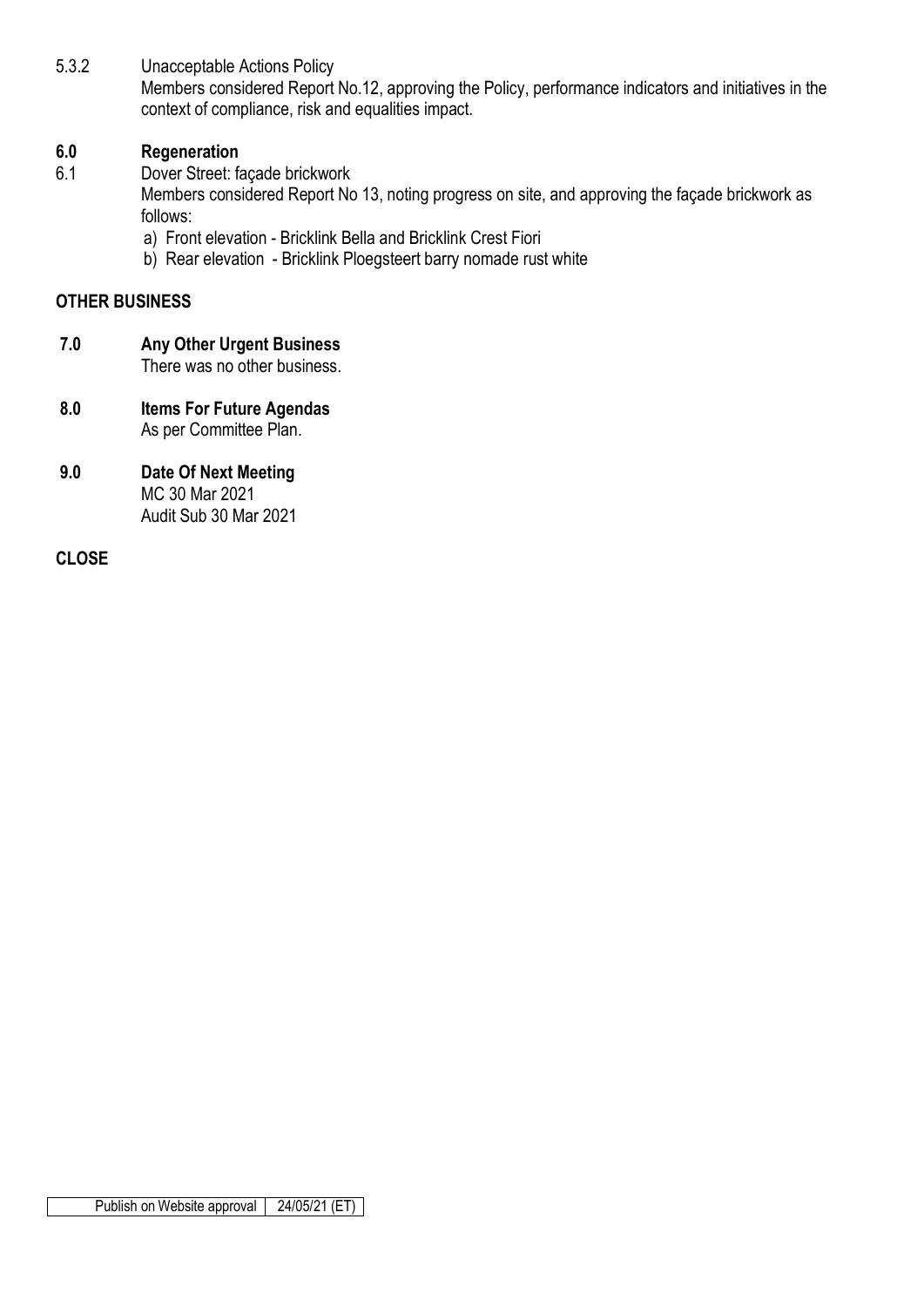5.3.2 Unacceptable Actions Policy

Members considered Report No.12, approving the Policy, performance indicators and initiatives in the context of compliance, risk and equalities impact.

## 6.0 Regeneration

6.1 Dover Street: façade brickwork

Members considered Report No 13, noting progress on site, and approving the façade brickwork as follows:

a) Front elevation - Bricklink Bella and Bricklink Crest Fiori
b) Rear elevation - Bricklink Ploegsteert barry nomade rust white

## OTHER BUSINESS

## 7.0 Any Other Urgent Business

There was no other business.

## 8.0 Items For Future Agendas

As per Committee Plan.

## 9.0 Date Of Next Meeting

MC 30 Mar 2021
Audit Sub 30 Mar 2021

## CLOSE

| | |
|---|---|
| Publish on Website approval | 24/05/21 (ET) |